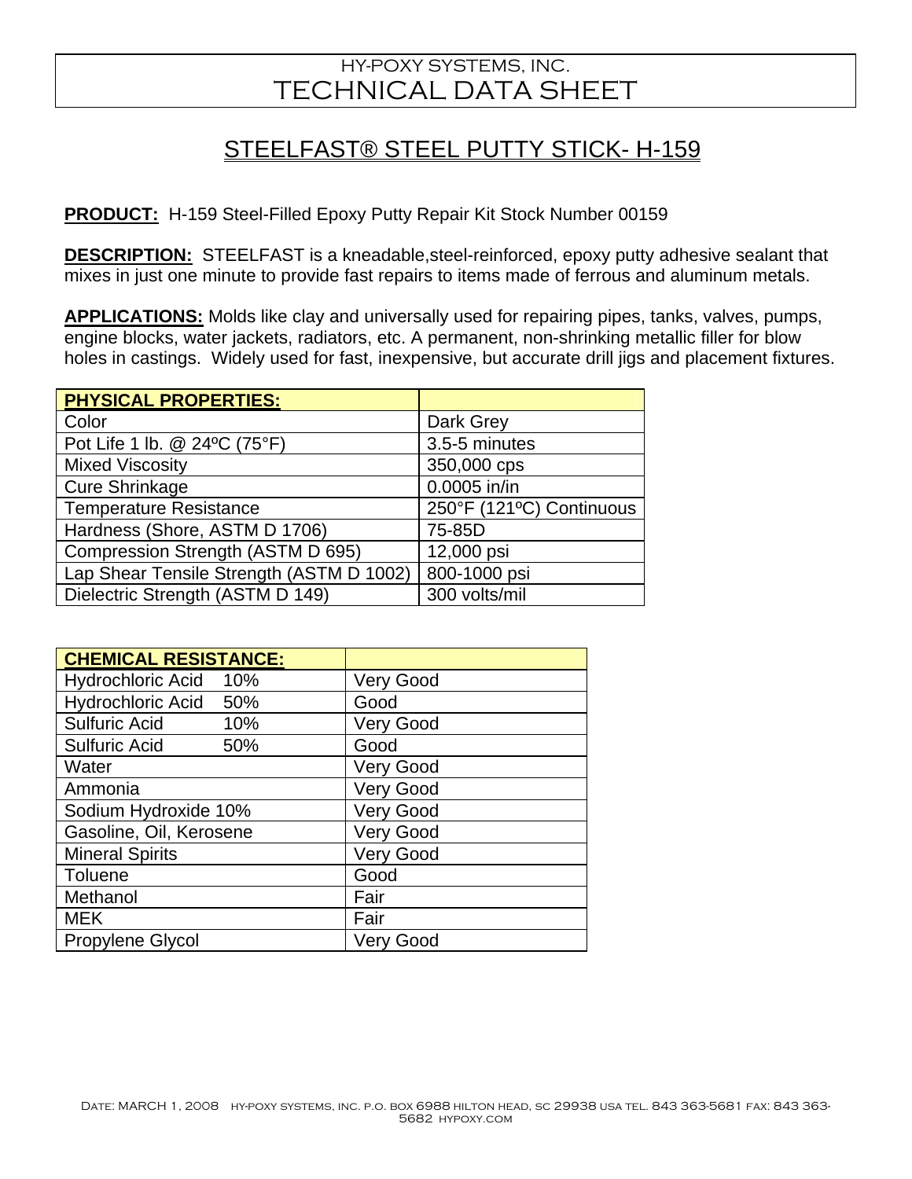HY-POXY SYSTEMS, INC.

# TECHNICAL DATA SHEET

## STEELFAST® STEEL PUTTY STICK- H-159

**PRODUCT:** H-159 Steel-Filled Epoxy Putty Repair Kit Stock Number 00159

**DESCRIPTION:** STEELFAST is a kneadable,steel-reinforced, epoxy putty adhesive sealant that mixes in just one minute to provide fast repairs to items made of ferrous and aluminum metals.

**APPLICATIONS:** Molds like clay and universally used for repairing pipes, tanks, valves, pumps, engine blocks, water jackets, radiators, etc. A permanent, non-shrinking metallic filler for blow holes in castings. Widely used for fast, inexpensive, but accurate drill jigs and placement fixtures.

| **PHYSICAL PROPERTIES:** | |
|---|---|
| Color | Dark Grey |
| Pot Life 1 lb. @ 24ºC (75°F) | 3.5-5 minutes |
| Mixed Viscosity | 350,000 cps |
| Cure Shrinkage | 0.0005 in/in |
| Temperature Resistance | 250°F (121ºC) Continuous |
| Hardness (Shore, ASTM D 1706) | 75-85D |
| Compression Strength (ASTM D 695) | 12,000 psi |
| Lap Shear Tensile Strength (ASTM D 1002) | 800-1000 psi |
| Dielectric Strength (ASTM D 149) | 300 volts/mil |

| **CHEMICAL RESISTANCE:** | |
|---|---|
| Hydrochloric Acid 10% | Very Good |
| Hydrochloric Acid 50% | Good |
| Sulfuric Acid 10% | Very Good |
| Sulfuric Acid 50% | Good |
| Water | Very Good |
| Ammonia | Very Good |
| Sodium Hydroxide 10% | Very Good |
| Gasoline, Oil, Kerosene | Very Good |
| Mineral Spirits | Very Good |
| Toluene | Good |
| Methanol | Fair |
| MEK | Fair |
| Propylene Glycol | Very Good |

Date: MARCH 1, 2008 hy-poxy systems, inc. p.o. box 6988 hilton head, sc 29938 usa tel. 843 363-5681 fax: 843 363-5682 hypoxy.com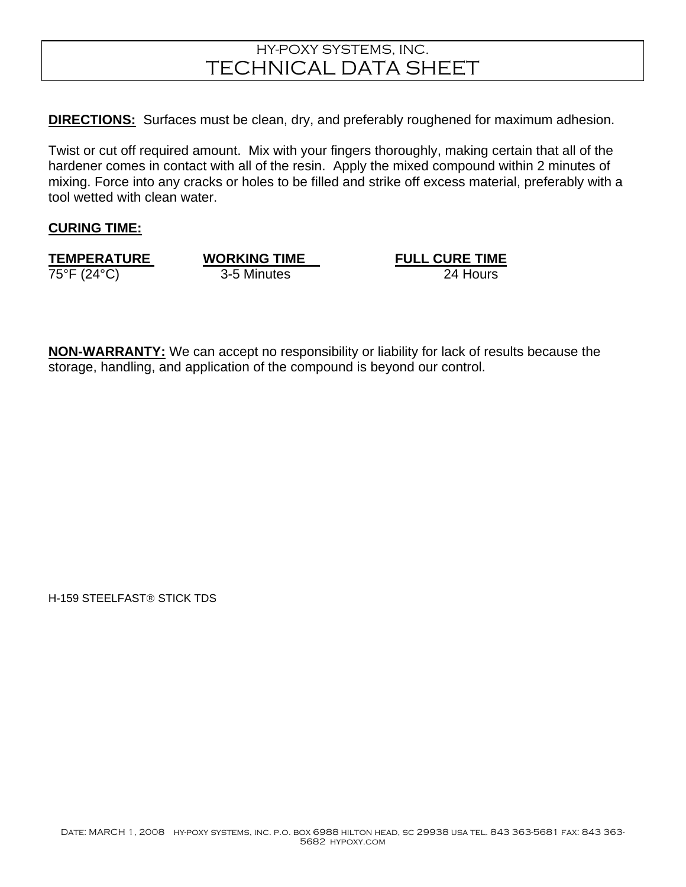HY-POXY SYSTEMS, INC.

# TECHNICAL DATA SHEET

**DIRECTIONS:** Surfaces must be clean, dry, and preferably roughened for maximum adhesion.

Twist or cut off required amount. Mix with your fingers thoroughly, making certain that all of the hardener comes in contact with all of the resin. Apply the mixed compound within 2 minutes of mixing. Force into any cracks or holes to be filled and strike off excess material, preferably with a tool wetted with clean water.

**CURING TIME:**

| TEMPERATURE | WORKING TIME | FULL CURE TIME |
|---|---|---|
| 75°F (24°C) | 3-5 Minutes | 24 Hours |

**NON-WARRANTY:** We can accept no responsibility or liability for lack of results because the storage, handling, and application of the compound is beyond our control.

H-159 STEELFAST® STICK TDS

Date: MARCH 1, 2008 hy-poxy systems, inc. p.o. box 6988 hilton head, sc 29938 usa tel. 843 363-5681 fax: 843 363-5682 hypoxy.com